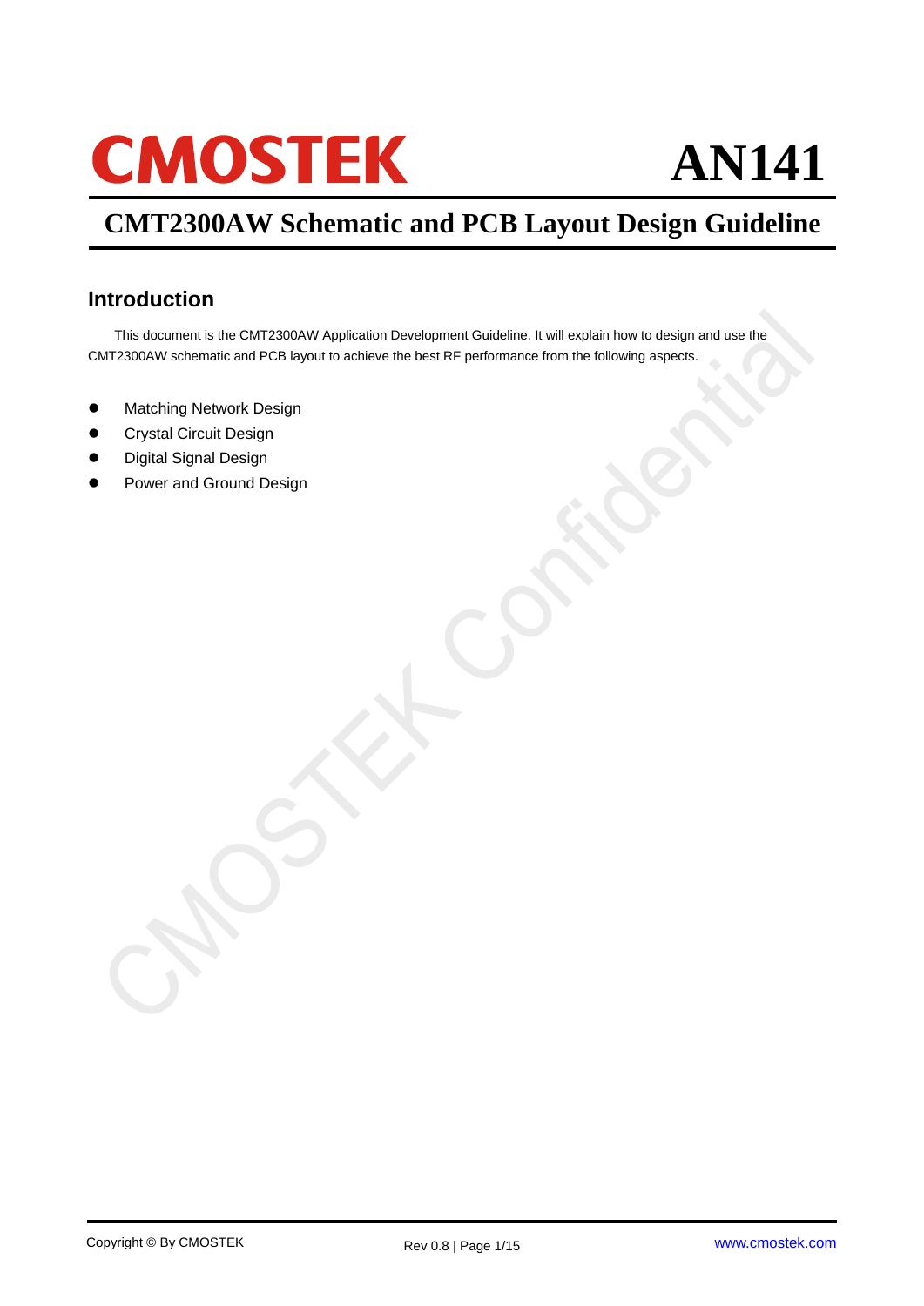# CMOSTEK AN141

## CMT2300AW Schematic and PCB Layout Design Guideline

### Introduction

This document is the CMT2300AW Application Development Guideline. It will explain how to design and use the CMT2300AW schematic and PCB layout to achieve the best RF performance from the following aspects.

- Matching Network Design
- Crystal Circuit Design
- Digital Signal Design
- Power and Ground Design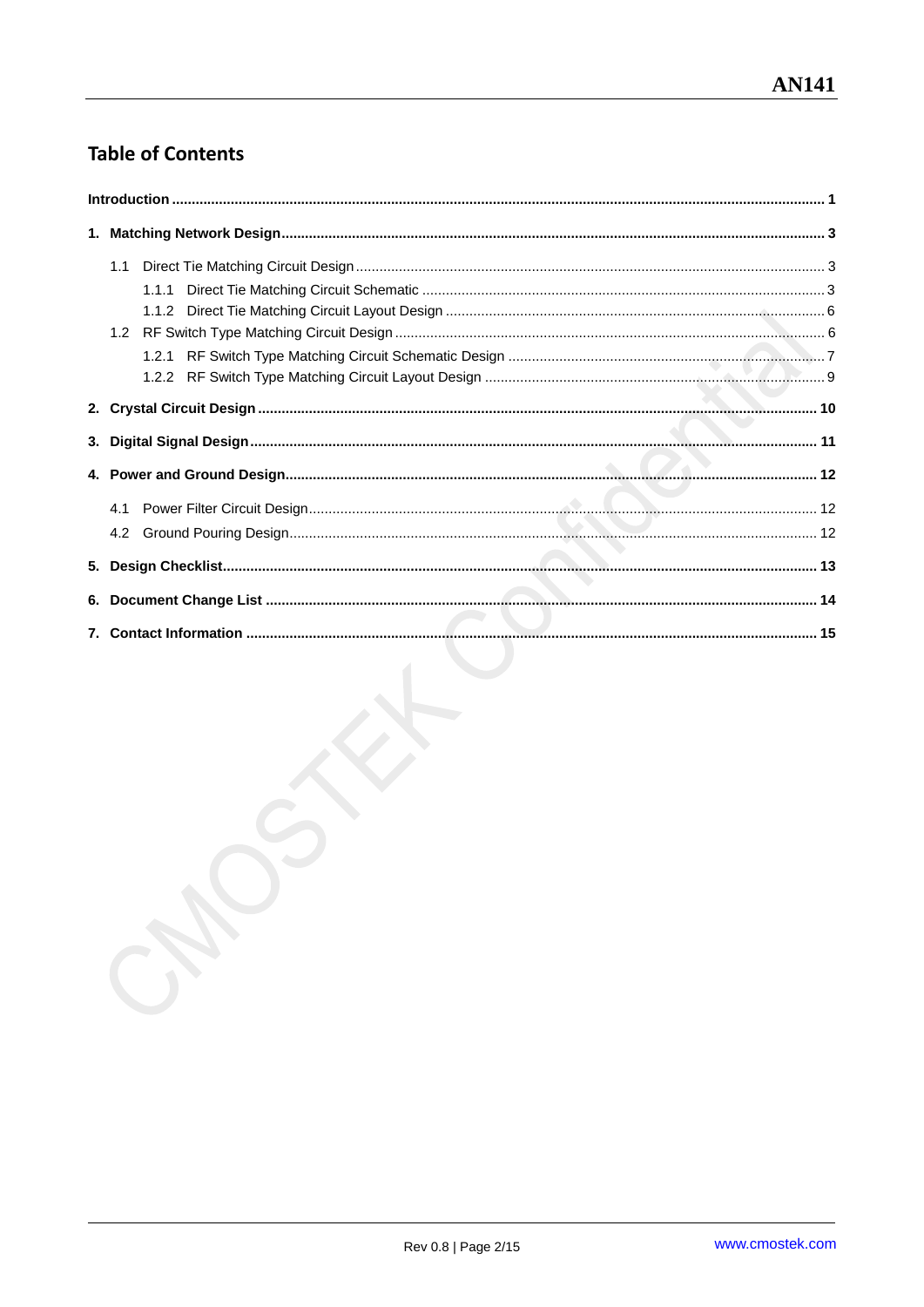## Table of Contents

**Introduction** ........ 1

**1. Matching Network Design** ........ 3

- 1.1 Direct Tie Matching Circuit Design ........ 3
  - 1.1.1 Direct Tie Matching Circuit Schematic ........ 3
  - 1.1.2 Direct Tie Matching Circuit Layout Design ........ 6
- 1.2 RF Switch Type Matching Circuit Design ........ 6
  - 1.2.1 RF Switch Type Matching Circuit Schematic Design ........ 7
  - 1.2.2 RF Switch Type Matching Circuit Layout Design ........ 9

**2. Crystal Circuit Design** ........ 10

**3. Digital Signal Design** ........ 11

**4. Power and Ground Design** ........ 12

- 4.1 Power Filter Circuit Design ........ 12
- 4.2 Ground Pouring Design ........ 12

**5. Design Checklist** ........ 13

**6. Document Change List** ........ 14

**7. Contact Information** ........ 15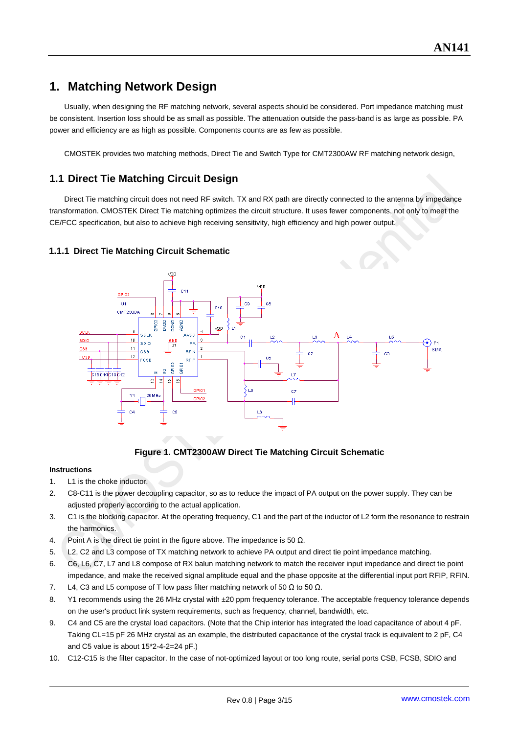# 1. Matching Network Design

Usually, when designing the RF matching network, several aspects should be considered. Port impedance matching must be consistent. Insertion loss should be as small as possible. The attenuation outside the pass-band is as large as possible. PA power and efficiency are as high as possible. Components counts are as few as possible.

CMOSTEK provides two matching methods, Direct Tie and Switch Type for CMT2300AW RF matching network design,

## 1.1 Direct Tie Matching Circuit Design

Direct Tie matching circuit does not need RF switch. TX and RX path are directly connected to the antenna by impedance transformation. CMOSTEK Direct Tie matching optimizes the circuit structure. It uses fewer components, not only to meet the CE/FCC specification, but also to achieve high receiving sensitivity, high efficiency and high power output.

### 1.1.1 Direct Tie Matching Circuit Schematic

**Figure 1. CMT2300AW Direct Tie Matching Circuit Schematic**

**Instructions**

1. L1 is the choke inductor.
2. C8-C11 is the power decoupling capacitor, so as to reduce the impact of PA output on the power supply. They can be adjusted properly according to the actual application.
3. C1 is the blocking capacitor. At the operating frequency, C1 and the part of the inductor of L2 form the resonance to restrain the harmonics.
4. Point A is the direct tie point in the figure above. The impedance is 50 Ω.
5. L2, C2 and L3 compose of TX matching network to achieve PA output and direct tie point impedance matching.
6. C6, L6, C7, L7 and L8 compose of RX balun matching network to match the receiver input impedance and direct tie point impedance, and make the received signal amplitude equal and the phase opposite at the differential input port RFIP, RFIN.
7. L4, C3 and L5 compose of T low pass filter matching network of 50 Ω to 50 Ω.
8. Y1 recommends using the 26 MHz crystal with ±20 ppm frequency tolerance. The acceptable frequency tolerance depends on the user's product link system requirements, such as frequency, channel, bandwidth, etc.
9. C4 and C5 are the crystal load capacitors. (Note that the Chip interior has integrated the load capacitance of about 4 pF. Taking CL=15 pF 26 MHz crystal as an example, the distributed capacitance of the crystal track is equivalent to 2 pF, C4 and C5 value is about 15*2-4-2=24 pF.)
10. C12-C15 is the filter capacitor. In the case of not-optimized layout or too long route, serial ports CSB, FCSB, SDIO and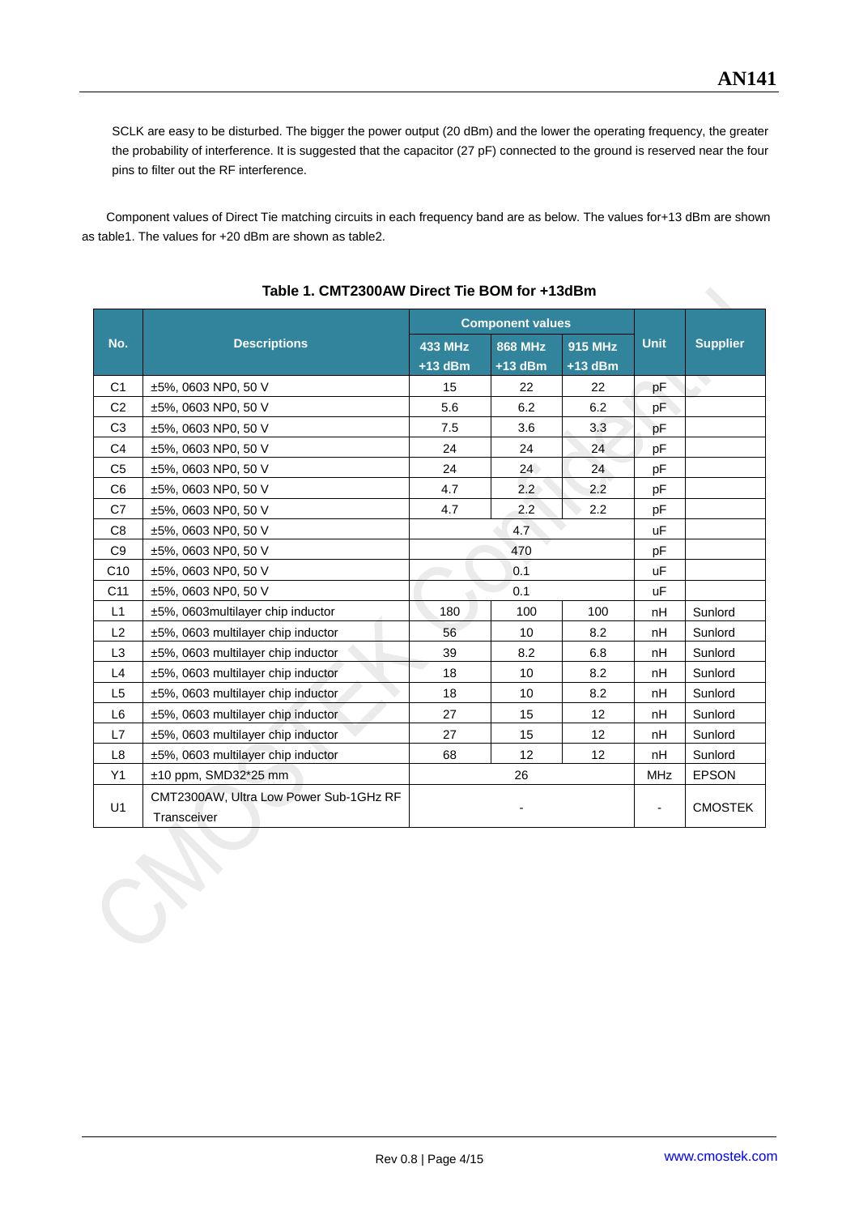SCLK are easy to be disturbed. The bigger the power output (20 dBm) and the lower the operating frequency, the greater the probability of interference. It is suggested that the capacitor (27 pF) connected to the ground is reserved near the four pins to filter out the RF interference.

Component values of Direct Tie matching circuits in each frequency band are as below. The values for+13 dBm are shown as table1. The values for +20 dBm are shown as table2.

**Table 1. CMT2300AW Direct Tie BOM for +13dBm**

| No. | Descriptions | Component values | | | Unit | Supplier |
|---|---|---|---|---|---|---|
| | | 433 MHz +13 dBm | 868 MHz +13 dBm | 915 MHz +13 dBm | | |
| C1 | ±5%, 0603 NP0, 50 V | 15 | 22 | 22 | pF | |
| C2 | ±5%, 0603 NP0, 50 V | 5.6 | 6.2 | 6.2 | pF | |
| C3 | ±5%, 0603 NP0, 50 V | 7.5 | 3.6 | 3.3 | pF | |
| C4 | ±5%, 0603 NP0, 50 V | 24 | 24 | 24 | pF | |
| C5 | ±5%, 0603 NP0, 50 V | 24 | 24 | 24 | pF | |
| C6 | ±5%, 0603 NP0, 50 V | 4.7 | 2.2 | 2.2 | pF | |
| C7 | ±5%, 0603 NP0, 50 V | 4.7 | 2.2 | 2.2 | pF | |
| C8 | ±5%, 0603 NP0, 50 V | 4.7 | | | uF | |
| C9 | ±5%, 0603 NP0, 50 V | 470 | | | pF | |
| C10 | ±5%, 0603 NP0, 50 V | 0.1 | | | uF | |
| C11 | ±5%, 0603 NP0, 50 V | 0.1 | | | uF | |
| L1 | ±5%, 0603multilayer chip inductor | 180 | 100 | 100 | nH | Sunlord |
| L2 | ±5%, 0603 multilayer chip inductor | 56 | 10 | 8.2 | nH | Sunlord |
| L3 | ±5%, 0603 multilayer chip inductor | 39 | 8.2 | 6.8 | nH | Sunlord |
| L4 | ±5%, 0603 multilayer chip inductor | 18 | 10 | 8.2 | nH | Sunlord |
| L5 | ±5%, 0603 multilayer chip inductor | 18 | 10 | 8.2 | nH | Sunlord |
| L6 | ±5%, 0603 multilayer chip inductor | 27 | 15 | 12 | nH | Sunlord |
| L7 | ±5%, 0603 multilayer chip inductor | 27 | 15 | 12 | nH | Sunlord |
| L8 | ±5%, 0603 multilayer chip inductor | 68 | 12 | 12 | nH | Sunlord |
| Y1 | ±10 ppm, SMD32*25 mm | 26 | | | MHz | EPSON |
| U1 | CMT2300AW, Ultra Low Power Sub-1GHz RF Transceiver | - | | | - | CMOSTEK |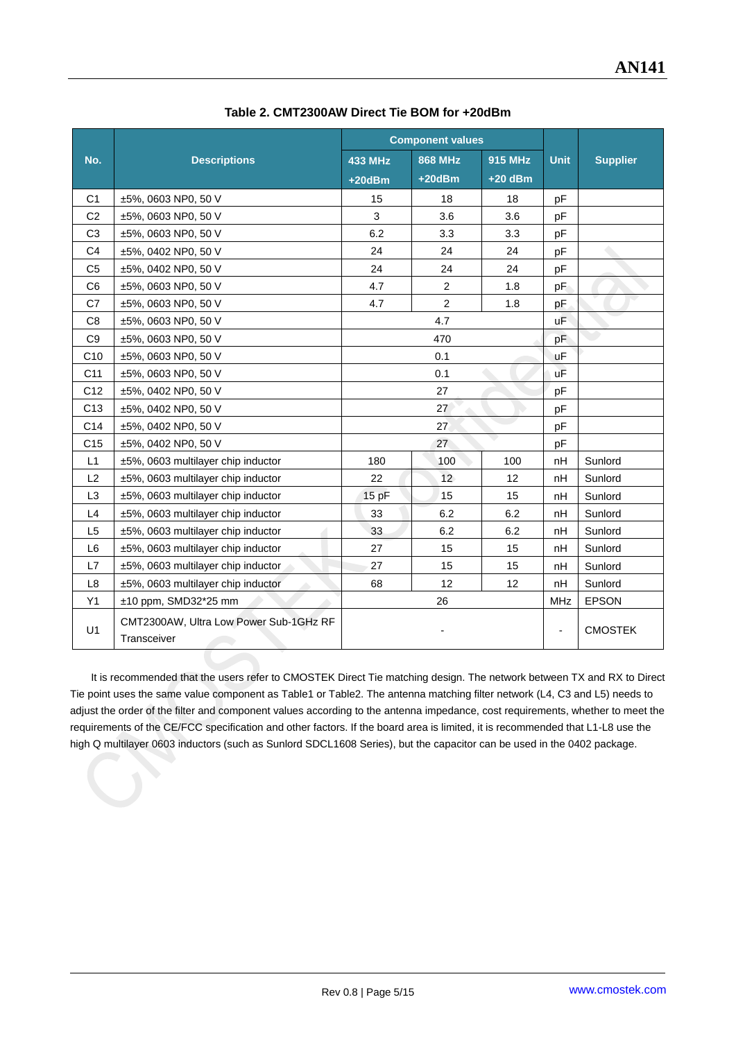**Table 2. CMT2300AW Direct Tie BOM for +20dBm**

| No. | Descriptions | Component values | | | Unit | Supplier |
|---|---|---|---|---|---|---|
| | | 433 MHz +20dBm | 868 MHz +20dBm | 915 MHz +20 dBm | | |
| C1 | ±5%, 0603 NP0, 50 V | 15 | 18 | 18 | pF | |
| C2 | ±5%, 0603 NP0, 50 V | 3 | 3.6 | 3.6 | pF | |
| C3 | ±5%, 0603 NP0, 50 V | 6.2 | 3.3 | 3.3 | pF | |
| C4 | ±5%, 0402 NP0, 50 V | 24 | 24 | 24 | pF | |
| C5 | ±5%, 0402 NP0, 50 V | 24 | 24 | 24 | pF | |
| C6 | ±5%, 0603 NP0, 50 V | 4.7 | 2 | 1.8 | pF | |
| C7 | ±5%, 0603 NP0, 50 V | 4.7 | 2 | 1.8 | pF | |
| C8 | ±5%, 0603 NP0, 50 V | 4.7 | | | uF | |
| C9 | ±5%, 0603 NP0, 50 V | 470 | | | pF | |
| C10 | ±5%, 0603 NP0, 50 V | 0.1 | | | uF | |
| C11 | ±5%, 0603 NP0, 50 V | 0.1 | | | uF | |
| C12 | ±5%, 0402 NP0, 50 V | 27 | | | pF | |
| C13 | ±5%, 0402 NP0, 50 V | 27 | | | pF | |
| C14 | ±5%, 0402 NP0, 50 V | 27 | | | pF | |
| C15 | ±5%, 0402 NP0, 50 V | 27 | | | pF | |
| L1 | ±5%, 0603 multilayer chip inductor | 180 | 100 | 100 | nH | Sunlord |
| L2 | ±5%, 0603 multilayer chip inductor | 22 | 12 | 12 | nH | Sunlord |
| L3 | ±5%, 0603 multilayer chip inductor | 15 pF | 15 | 15 | nH | Sunlord |
| L4 | ±5%, 0603 multilayer chip inductor | 33 | 6.2 | 6.2 | nH | Sunlord |
| L5 | ±5%, 0603 multilayer chip inductor | 33 | 6.2 | 6.2 | nH | Sunlord |
| L6 | ±5%, 0603 multilayer chip inductor | 27 | 15 | 15 | nH | Sunlord |
| L7 | ±5%, 0603 multilayer chip inductor | 27 | 15 | 15 | nH | Sunlord |
| L8 | ±5%, 0603 multilayer chip inductor | 68 | 12 | 12 | nH | Sunlord |
| Y1 | ±10 ppm, SMD32*25 mm | 26 | | | MHz | EPSON |
| U1 | CMT2300AW, Ultra Low Power Sub-1GHz RF Transceiver | - | | | - | CMOSTEK |

It is recommended that the users refer to CMOSTEK Direct Tie matching design. The network between TX and RX to Direct Tie point uses the same value component as Table1 or Table2. The antenna matching filter network (L4, C3 and L5) needs to adjust the order of the filter and component values according to the antenna impedance, cost requirements, whether to meet the requirements of the CE/FCC specification and other factors. If the board area is limited, it is recommended that L1-L8 use the high Q multilayer 0603 inductors (such as Sunlord SDCL1608 Series), but the capacitor can be used in the 0402 package.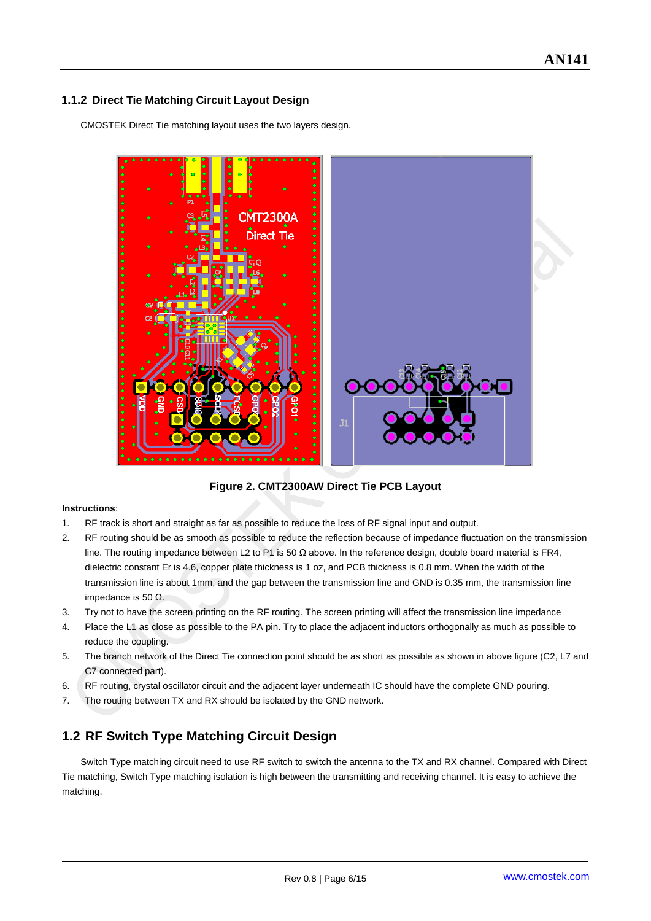### 1.1.2 Direct Tie Matching Circuit Layout Design

CMOSTEK Direct Tie matching layout uses the two layers design.

**Figure 2. CMT2300AW Direct Tie PCB Layout**

**Instructions**:

1. RF track is short and straight as far as possible to reduce the loss of RF signal input and output.
2. RF routing should be as smooth as possible to reduce the reflection because of impedance fluctuation on the transmission line. The routing impedance between L2 to P1 is 50 Ω above. In the reference design, double board material is FR4, dielectric constant Er is 4.6, copper plate thickness is 1 oz, and PCB thickness is 0.8 mm. When the width of the transmission line is about 1mm, and the gap between the transmission line and GND is 0.35 mm, the transmission line impedance is 50 Ω.
3. Try not to have the screen printing on the RF routing. The screen printing will affect the transmission line impedance
4. Place the L1 as close as possible to the PA pin. Try to place the adjacent inductors orthogonally as much as possible to reduce the coupling.
5. The branch network of the Direct Tie connection point should be as short as possible as shown in above figure (C2, L7 and C7 connected part).
6. RF routing, crystal oscillator circuit and the adjacent layer underneath IC should have the complete GND pouring.
7. The routing between TX and RX should be isolated by the GND network.

## 1.2 RF Switch Type Matching Circuit Design

Switch Type matching circuit need to use RF switch to switch the antenna to the TX and RX channel. Compared with Direct Tie matching, Switch Type matching isolation is high between the transmitting and receiving channel. It is easy to achieve the matching.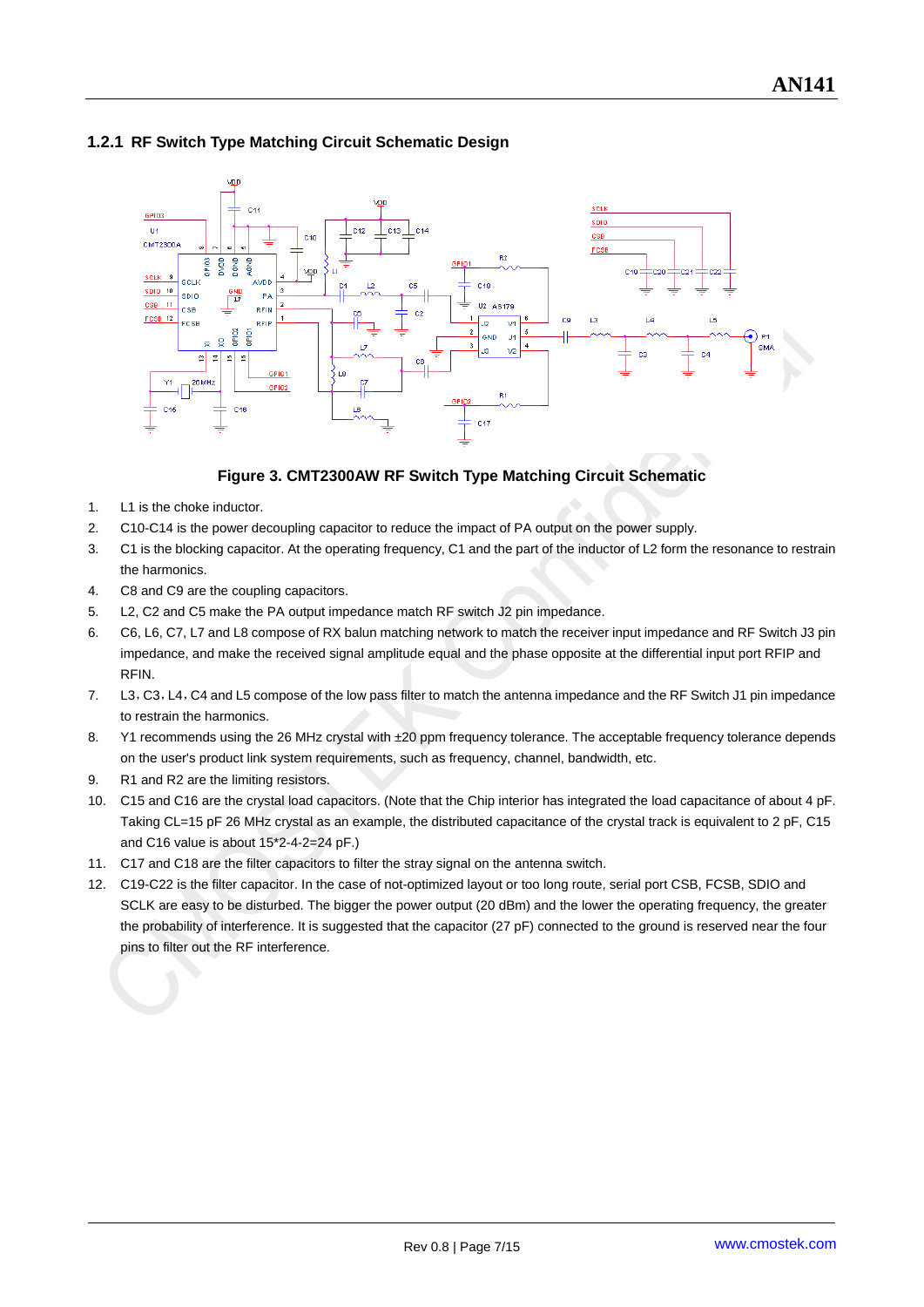### 1.2.1 RF Switch Type Matching Circuit Schematic Design

**Figure 3. CMT2300AW RF Switch Type Matching Circuit Schematic**

1. L1 is the choke inductor.
2. C10-C14 is the power decoupling capacitor to reduce the impact of PA output on the power supply.
3. C1 is the blocking capacitor. At the operating frequency, C1 and the part of the inductor of L2 form the resonance to restrain the harmonics.
4. C8 and C9 are the coupling capacitors.
5. L2, C2 and C5 make the PA output impedance match RF switch J2 pin impedance.
6. C6, L6, C7, L7 and L8 compose of RX balun matching network to match the receiver input impedance and RF Switch J3 pin impedance, and make the received signal amplitude equal and the phase opposite at the differential input port RFIP and RFIN.
7. L3，C3，L4，C4 and L5 compose of the low pass filter to match the antenna impedance and the RF Switch J1 pin impedance to restrain the harmonics.
8. Y1 recommends using the 26 MHz crystal with ±20 ppm frequency tolerance. The acceptable frequency tolerance depends on the user's product link system requirements, such as frequency, channel, bandwidth, etc.
9. R1 and R2 are the limiting resistors.
10. C15 and C16 are the crystal load capacitors. (Note that the Chip interior has integrated the load capacitance of about 4 pF. Taking CL=15 pF 26 MHz crystal as an example, the distributed capacitance of the crystal track is equivalent to 2 pF, C15 and C16 value is about 15*2-4-2=24 pF.)
11. C17 and C18 are the filter capacitors to filter the stray signal on the antenna switch.
12. C19-C22 is the filter capacitor. In the case of not-optimized layout or too long route, serial port CSB, FCSB, SDIO and SCLK are easy to be disturbed. The bigger the power output (20 dBm) and the lower the operating frequency, the greater the probability of interference. It is suggested that the capacitor (27 pF) connected to the ground is reserved near the four pins to filter out the RF interference.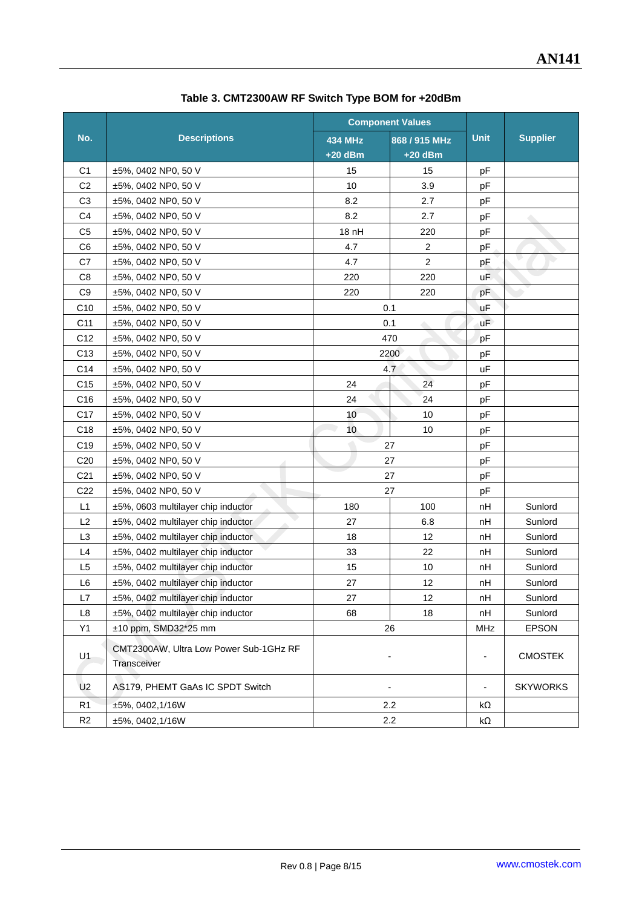**Table 3. CMT2300AW RF Switch Type BOM for +20dBm**

| No. | Descriptions | Component Values | | Unit | Supplier |
|---|---|---|---|---|---|
| | | 434 MHz +20 dBm | 868 / 915 MHz +20 dBm | | |
| C1 | ±5%, 0402 NP0, 50 V | 15 | 15 | pF | |
| C2 | ±5%, 0402 NP0, 50 V | 10 | 3.9 | pF | |
| C3 | ±5%, 0402 NP0, 50 V | 8.2 | 2.7 | pF | |
| C4 | ±5%, 0402 NP0, 50 V | 8.2 | 2.7 | pF | |
| C5 | ±5%, 0402 NP0, 50 V | 18 nH | 220 | pF | |
| C6 | ±5%, 0402 NP0, 50 V | 4.7 | 2 | pF | |
| C7 | ±5%, 0402 NP0, 50 V | 4.7 | 2 | pF | |
| C8 | ±5%, 0402 NP0, 50 V | 220 | 220 | uF | |
| C9 | ±5%, 0402 NP0, 50 V | 220 | 220 | pF | |
| C10 | ±5%, 0402 NP0, 50 V | 0.1 | | uF | |
| C11 | ±5%, 0402 NP0, 50 V | 0.1 | | uF | |
| C12 | ±5%, 0402 NP0, 50 V | 470 | | pF | |
| C13 | ±5%, 0402 NP0, 50 V | 2200 | | pF | |
| C14 | ±5%, 0402 NP0, 50 V | 4.7 | | uF | |
| C15 | ±5%, 0402 NP0, 50 V | 24 | 24 | pF | |
| C16 | ±5%, 0402 NP0, 50 V | 24 | 24 | pF | |
| C17 | ±5%, 0402 NP0, 50 V | 10 | 10 | pF | |
| C18 | ±5%, 0402 NP0, 50 V | 10 | 10 | pF | |
| C19 | ±5%, 0402 NP0, 50 V | 27 | | pF | |
| C20 | ±5%, 0402 NP0, 50 V | 27 | | pF | |
| C21 | ±5%, 0402 NP0, 50 V | 27 | | pF | |
| C22 | ±5%, 0402 NP0, 50 V | 27 | | pF | |
| L1 | ±5%, 0603 multilayer chip inductor | 180 | 100 | nH | Sunlord |
| L2 | ±5%, 0402 multilayer chip inductor | 27 | 6.8 | nH | Sunlord |
| L3 | ±5%, 0402 multilayer chip inductor | 18 | 12 | nH | Sunlord |
| L4 | ±5%, 0402 multilayer chip inductor | 33 | 22 | nH | Sunlord |
| L5 | ±5%, 0402 multilayer chip inductor | 15 | 10 | nH | Sunlord |
| L6 | ±5%, 0402 multilayer chip inductor | 27 | 12 | nH | Sunlord |
| L7 | ±5%, 0402 multilayer chip inductor | 27 | 12 | nH | Sunlord |
| L8 | ±5%, 0402 multilayer chip inductor | 68 | 18 | nH | Sunlord |
| Y1 | ±10 ppm, SMD32*25 mm | 26 | | MHz | EPSON |
| U1 | CMT2300AW, Ultra Low Power Sub-1GHz RF Transceiver | - | | - | CMOSTEK |
| U2 | AS179, PHEMT GaAs IC SPDT Switch | - | | - | SKYWORKS |
| R1 | ±5%, 0402,1/16W | 2.2 | | kΩ | |
| R2 | ±5%, 0402,1/16W | 2.2 | | kΩ | |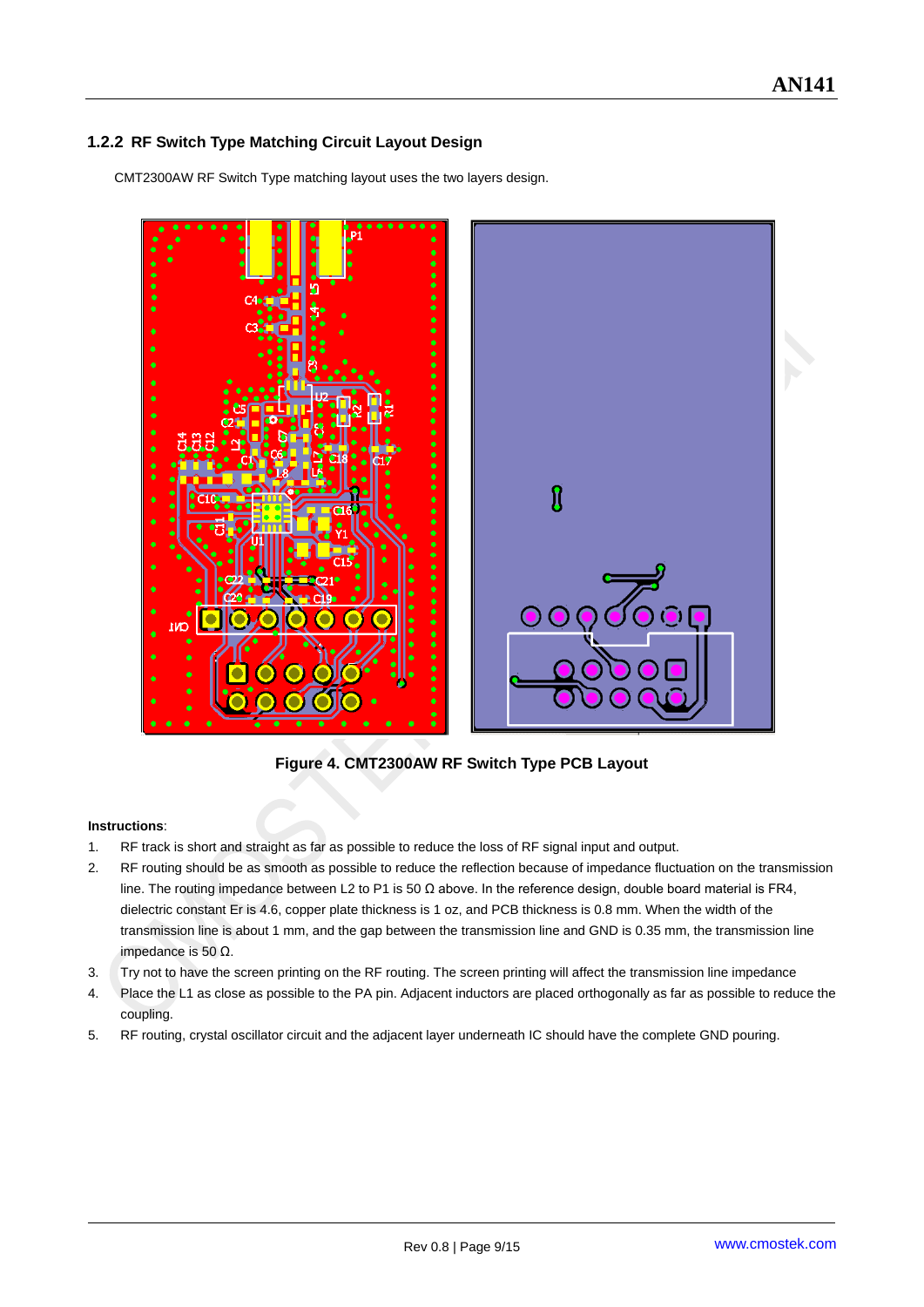### 1.2.2 RF Switch Type Matching Circuit Layout Design

CMT2300AW RF Switch Type matching layout uses the two layers design.

**Figure 4. CMT2300AW RF Switch Type PCB Layout**

**Instructions**:

1. RF track is short and straight as far as possible to reduce the loss of RF signal input and output.
2. RF routing should be as smooth as possible to reduce the reflection because of impedance fluctuation on the transmission line. The routing impedance between L2 to P1 is 50 Ω above. In the reference design, double board material is FR4, dielectric constant Er is 4.6, copper plate thickness is 1 oz, and PCB thickness is 0.8 mm. When the width of the transmission line is about 1 mm, and the gap between the transmission line and GND is 0.35 mm, the transmission line impedance is 50 Ω.
3. Try not to have the screen printing on the RF routing. The screen printing will affect the transmission line impedance
4. Place the L1 as close as possible to the PA pin. Adjacent inductors are placed orthogonally as far as possible to reduce the coupling.
5. RF routing, crystal oscillator circuit and the adjacent layer underneath IC should have the complete GND pouring.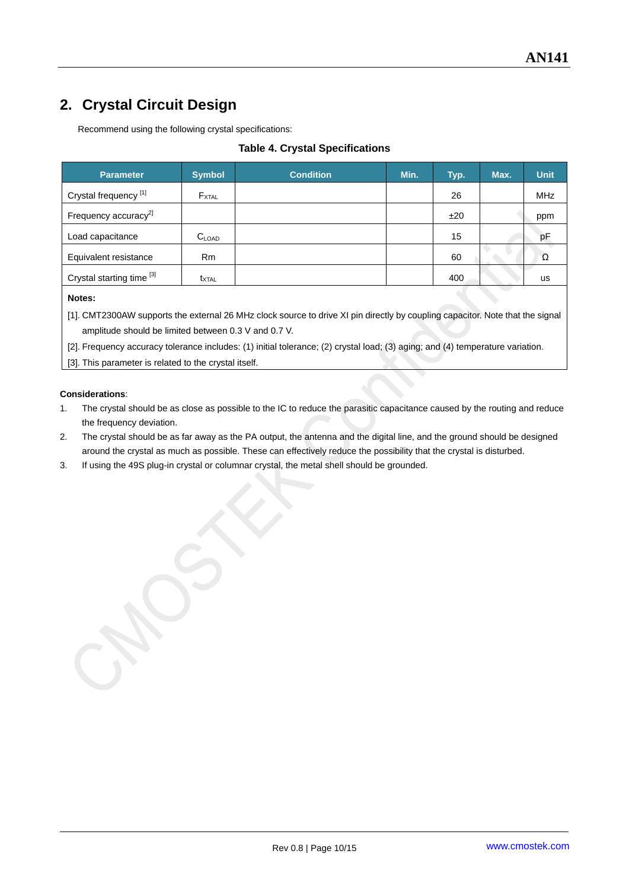## 2. Crystal Circuit Design

Recommend using the following crystal specifications:

**Table 4. Crystal Specifications**

| Parameter | Symbol | Condition | Min. | Typ. | Max. | Unit |
|---|---|---|---|---|---|---|
| Crystal frequency [1] | $F_{XTAL}$ | | | 26 | | MHz |
| Frequency accuracy[2] | | | | ±20 | | ppm |
| Load capacitance | $C_{LOAD}$ | | | 15 | | pF |
| Equivalent resistance | Rm | | | 60 | | Ω |
| Crystal starting time [3] | $t_{XTAL}$ | | | 400 | | us |

**Notes:**

[1]. CMT2300AW supports the external 26 MHz clock source to drive XI pin directly by coupling capacitor. Note that the signal amplitude should be limited between 0.3 V and 0.7 V.

[2]. Frequency accuracy tolerance includes: (1) initial tolerance; (2) crystal load; (3) aging; and (4) temperature variation.

[3]. This parameter is related to the crystal itself.

**Considerations**:

1. The crystal should be as close as possible to the IC to reduce the parasitic capacitance caused by the routing and reduce the frequency deviation.
2. The crystal should be as far away as the PA output, the antenna and the digital line, and the ground should be designed around the crystal as much as possible. These can effectively reduce the possibility that the crystal is disturbed.
3. If using the 49S plug-in crystal or columnar crystal, the metal shell should be grounded.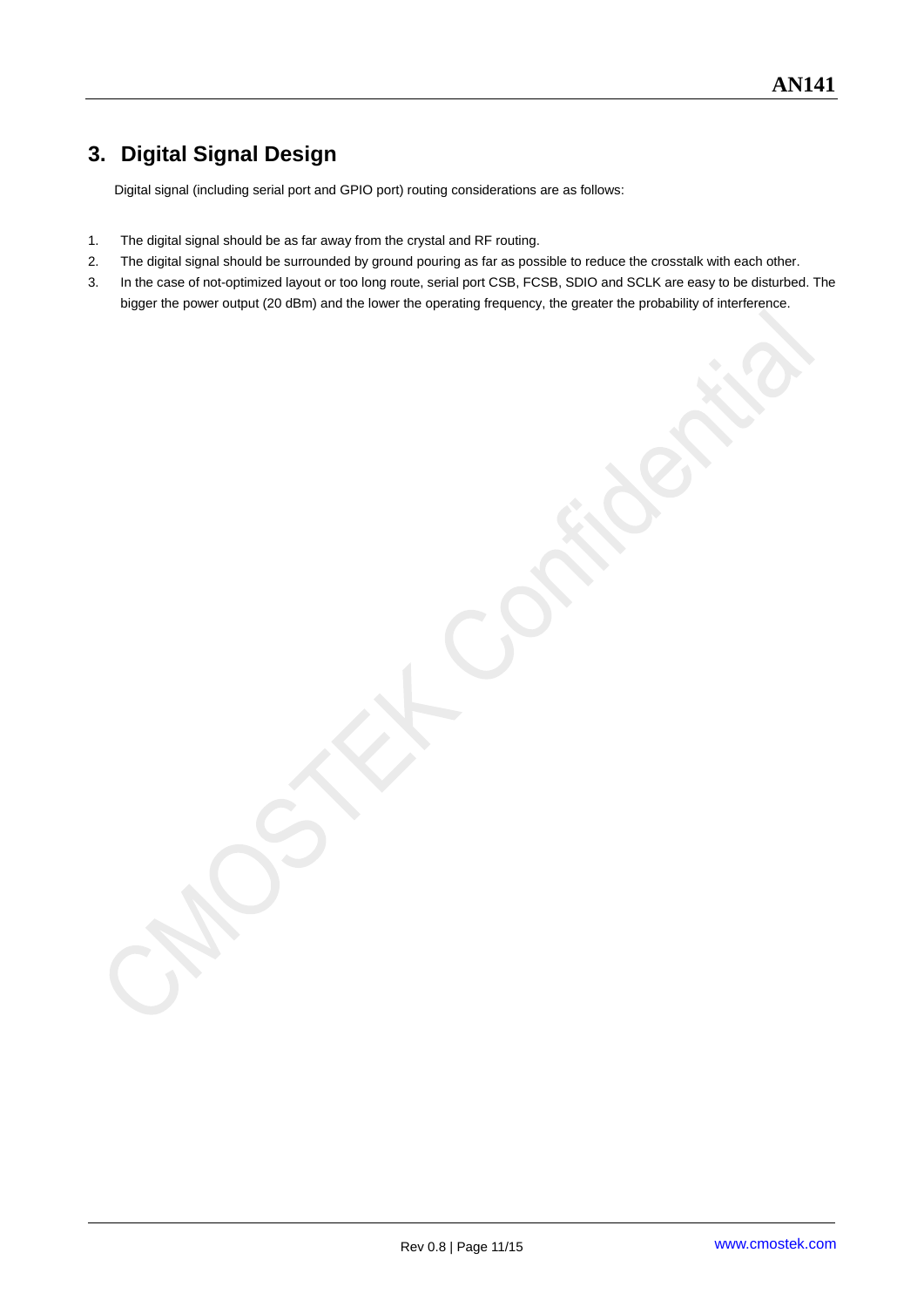# 3. Digital Signal Design

Digital signal (including serial port and GPIO port) routing considerations are as follows:

1. The digital signal should be as far away from the crystal and RF routing.
2. The digital signal should be surrounded by ground pouring as far as possible to reduce the crosstalk with each other.
3. In the case of not-optimized layout or too long route, serial port CSB, FCSB, SDIO and SCLK are easy to be disturbed. The bigger the power output (20 dBm) and the lower the operating frequency, the greater the probability of interference.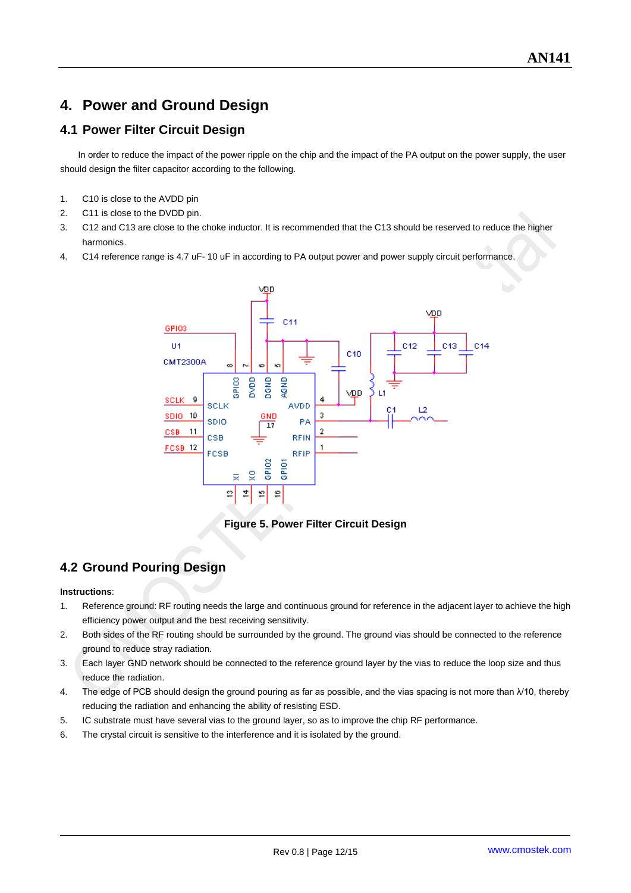## 4. Power and Ground Design

### 4.1 Power Filter Circuit Design

In order to reduce the impact of the power ripple on the chip and the impact of the PA output on the power supply, the user should design the filter capacitor according to the following.

1. C10 is close to the AVDD pin
2. C11 is close to the DVDD pin.
3. C12 and C13 are close to the choke inductor. It is recommended that the C13 should be reserved to reduce the higher harmonics.
4. C14 reference range is 4.7 uF- 10 uF in according to PA output power and power supply circuit performance.

**Figure 5. Power Filter Circuit Design**

### 4.2 Ground Pouring Design

**Instructions**:

1. Reference ground: RF routing needs the large and continuous ground for reference in the adjacent layer to achieve the high efficiency power output and the best receiving sensitivity.
2. Both sides of the RF routing should be surrounded by the ground. The ground vias should be connected to the reference ground to reduce stray radiation.
3. Each layer GND network should be connected to the reference ground layer by the vias to reduce the loop size and thus reduce the radiation.
4. The edge of PCB should design the ground pouring as far as possible, and the vias spacing is not more than λ/10, thereby reducing the radiation and enhancing the ability of resisting ESD.
5. IC substrate must have several vias to the ground layer, so as to improve the chip RF performance.
6. The crystal circuit is sensitive to the interference and it is isolated by the ground.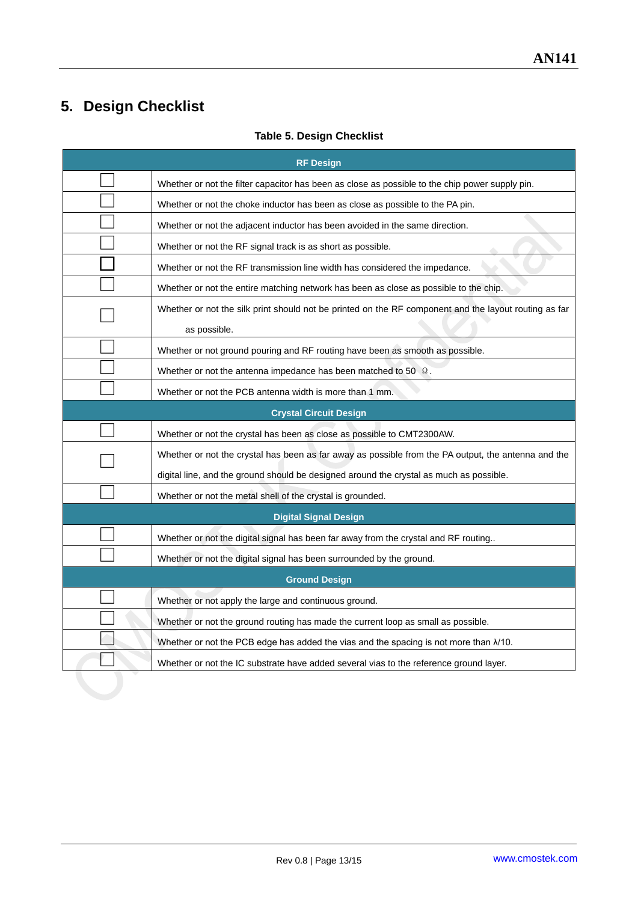## 5. Design Checklist

**Table 5. Design Checklist**

| RF Design | |
|---|---|
| ☐ | Whether or not the filter capacitor has been as close as possible to the chip power supply pin. |
| ☐ | Whether or not the choke inductor has been as close as possible to the PA pin. |
| ☐ | Whether or not the adjacent inductor has been avoided in the same direction. |
| ☐ | Whether or not the RF signal track is as short as possible. |
| ☐ | Whether or not the RF transmission line width has considered the impedance. |
| ☐ | Whether or not the entire matching network has been as close as possible to the chip. |
| ☐ | Whether or not the silk print should not be printed on the RF component and the layout routing as far as possible. |
| ☐ | Whether or not ground pouring and RF routing have been as smooth as possible. |
| ☐ | Whether or not the antenna impedance has been matched to 50 Ω. |
| ☐ | Whether or not the PCB antenna width is more than 1 mm. |
| **Crystal Circuit Design** | |
| ☐ | Whether or not the crystal has been as close as possible to CMT2300AW. |
| ☐ | Whether or not the crystal has been as far away as possible from the PA output, the antenna and the digital line, and the ground should be designed around the crystal as much as possible. |
| ☐ | Whether or not the metal shell of the crystal is grounded. |
| **Digital Signal Design** | |
| ☐ | Whether or not the digital signal has been far away from the crystal and RF routing.. |
| ☐ | Whether or not the digital signal has been surrounded by the ground. |
| **Ground Design** | |
| ☐ | Whether or not apply the large and continuous ground. |
| ☐ | Whether or not the ground routing has made the current loop as small as possible. |
| ☐ | Whether or not the PCB edge has added the vias and the spacing is not more than $\lambda/10$. |
| ☐ | Whether or not the IC substrate have added several vias to the reference ground layer. |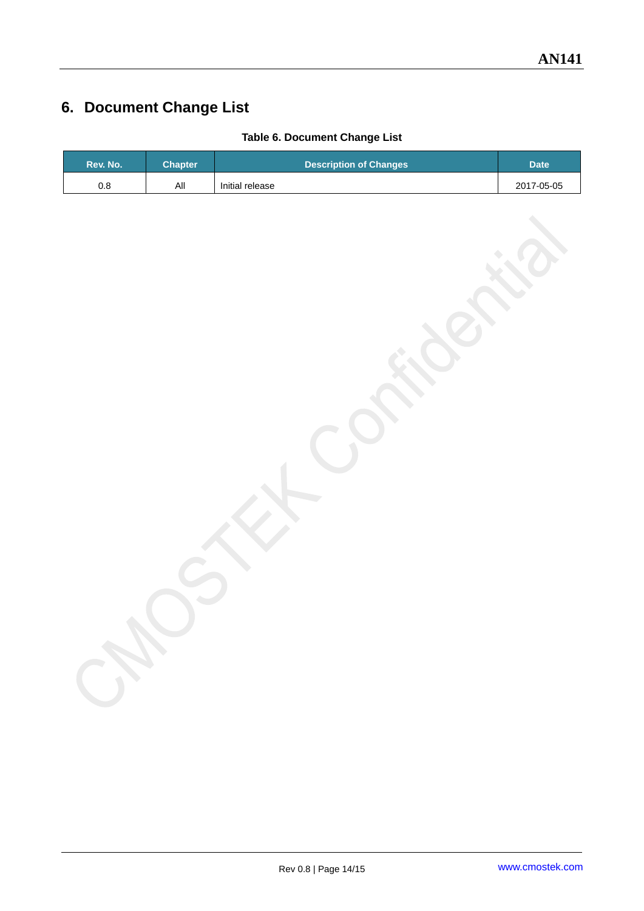# 6. Document Change List

**Table 6. Document Change List**

| Rev. No. | Chapter | Description of Changes | Date |
|---|---|---|---|
| 0.8 | All | Initial release | 2017-05-05 |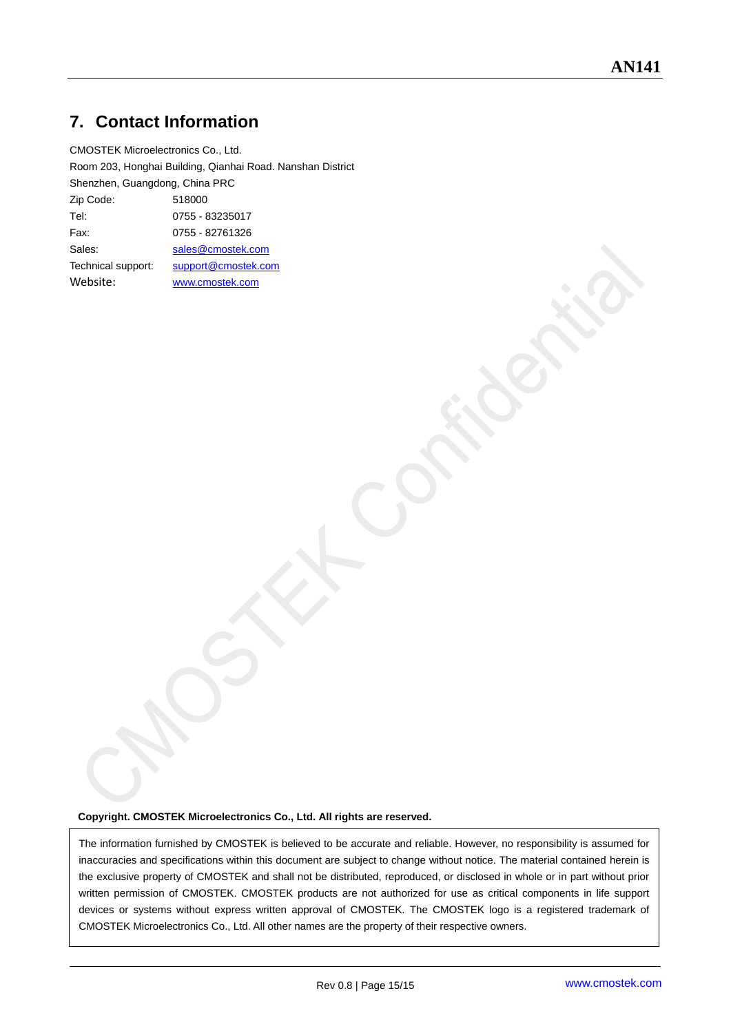## 7. Contact Information

CMOSTEK Microelectronics Co., Ltd.
Room 203, Honghai Building, Qianhai Road. Nanshan District
Shenzhen, Guangdong, China PRC

| | |
|---|---|
| Zip Code: | 518000 |
| Tel: | 0755 - 83235017 |
| Fax: | 0755 - 82761326 |
| Sales: | sales@cmostek.com |
| Technical support: | support@cmostek.com |
| Website: | www.cmostek.com |

**Copyright. CMOSTEK Microelectronics Co., Ltd. All rights are reserved.**

The information furnished by CMOSTEK is believed to be accurate and reliable. However, no responsibility is assumed for inaccuracies and specifications within this document are subject to change without notice. The material contained herein is the exclusive property of CMOSTEK and shall not be distributed, reproduced, or disclosed in whole or in part without prior written permission of CMOSTEK. CMOSTEK products are not authorized for use as critical components in life support devices or systems without express written approval of CMOSTEK. The CMOSTEK logo is a registered trademark of CMOSTEK Microelectronics Co., Ltd. All other names are the property of their respective owners.